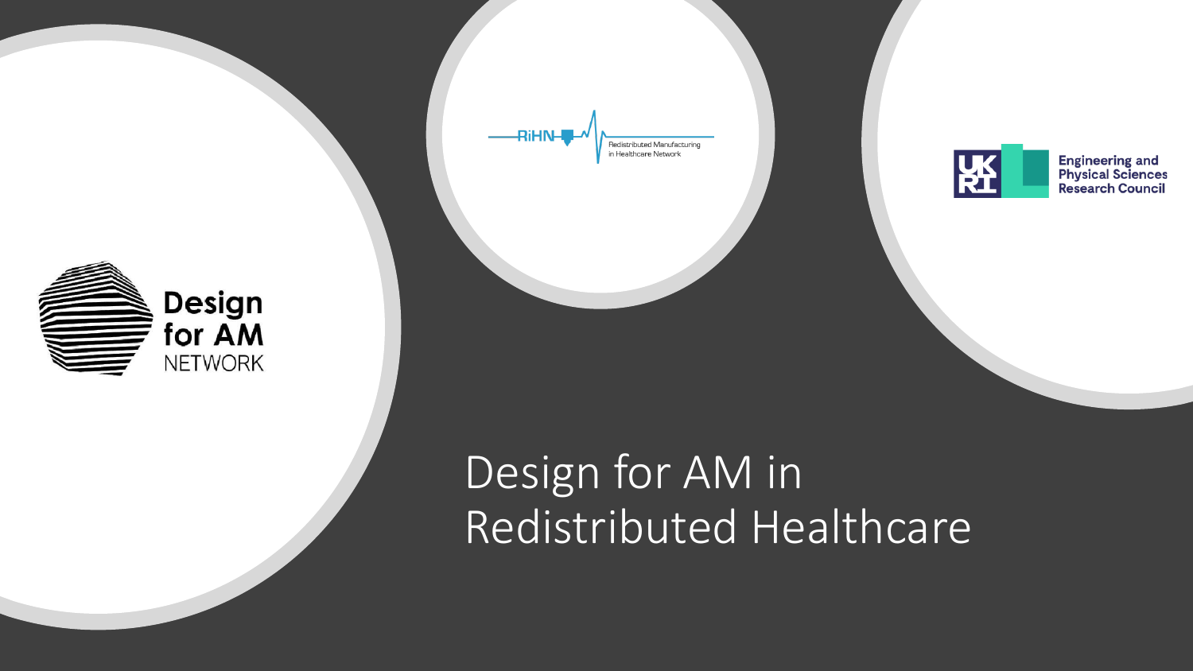Design for AM NETWORK

RiHN Redistributed Manufacturing in Healthcare Network

UKRI Engineering and Physical Sciences Research Council

# Design for AM in Redistributed Healthcare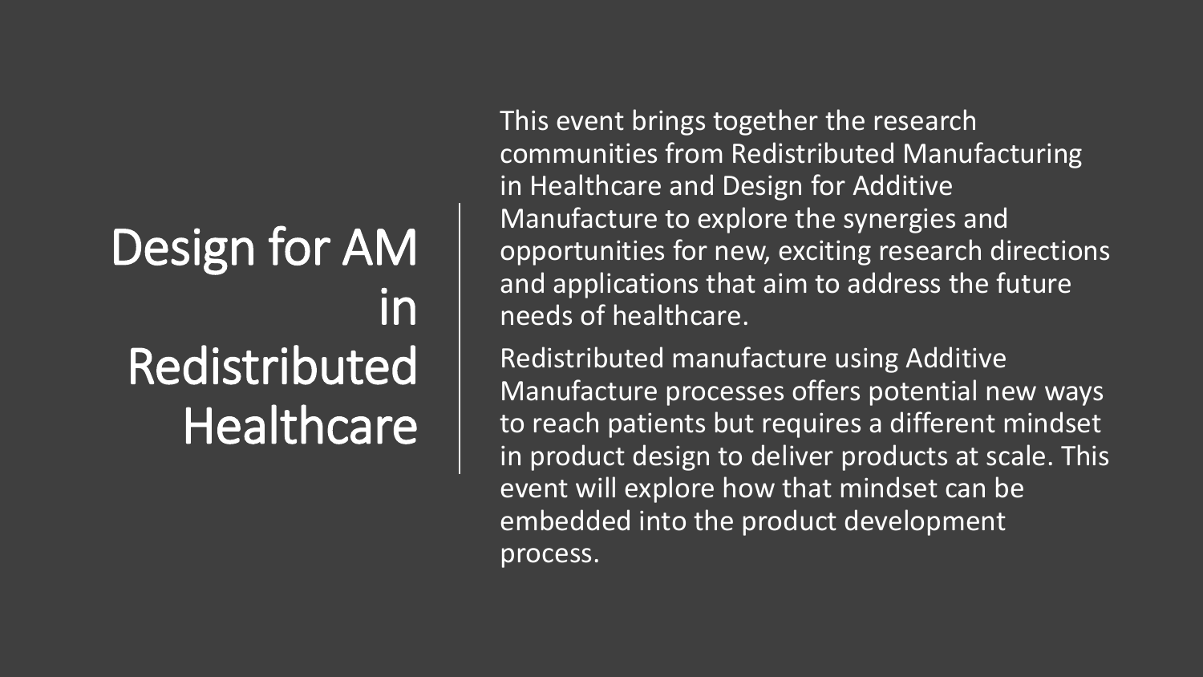# Design for AM in Redistributed Healthcare

This event brings together the research communities from Redistributed Manufacturing in Healthcare and Design for Additive Manufacture to explore the synergies and opportunities for new, exciting research directions and applications that aim to address the future needs of healthcare.

Redistributed manufacture using Additive Manufacture processes offers potential new ways to reach patients but requires a different mindset in product design to deliver products at scale. This event will explore how that mindset can be embedded into the product development process.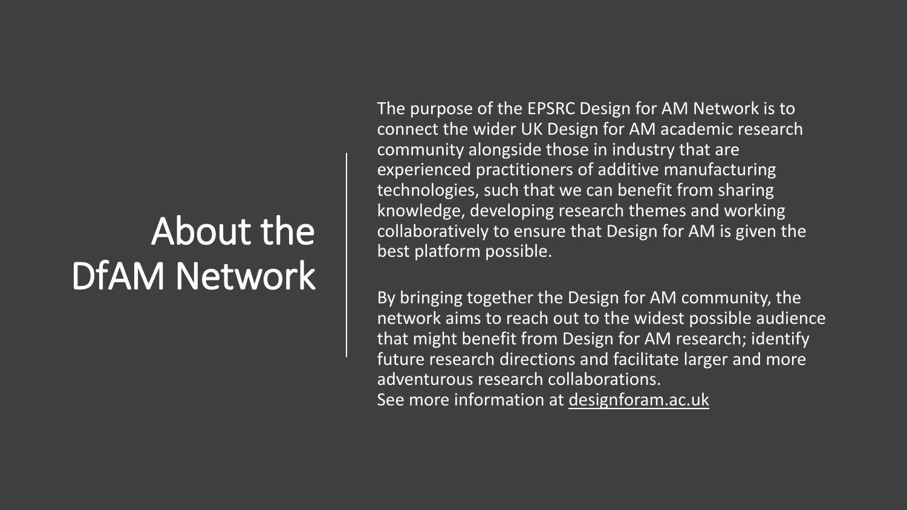# About the DfAM Network

The purpose of the EPSRC Design for AM Network is to connect the wider UK Design for AM academic research community alongside those in industry that are experienced practitioners of additive manufacturing technologies, such that we can benefit from sharing knowledge, developing research themes and working collaboratively to ensure that Design for AM is given the best platform possible.

By bringing together the Design for AM community, the network aims to reach out to the widest possible audience that might benefit from Design for AM research; identify future research directions and facilitate larger and more adventurous research collaborations.
See more information at designforam.ac.uk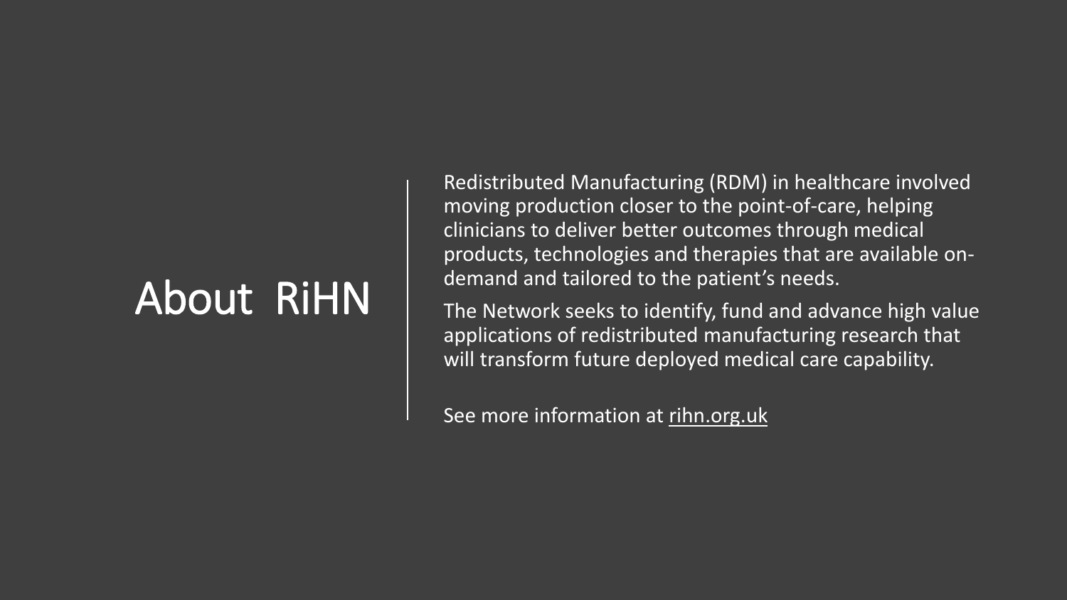# About RiHN

Redistributed Manufacturing (RDM) in healthcare involved moving production closer to the point-of-care, helping clinicians to deliver better outcomes through medical products, technologies and therapies that are available on-demand and tailored to the patient's needs.

The Network seeks to identify, fund and advance high value applications of redistributed manufacturing research that will transform future deployed medical care capability.

See more information at [rihn.org.uk](rihn.org.uk)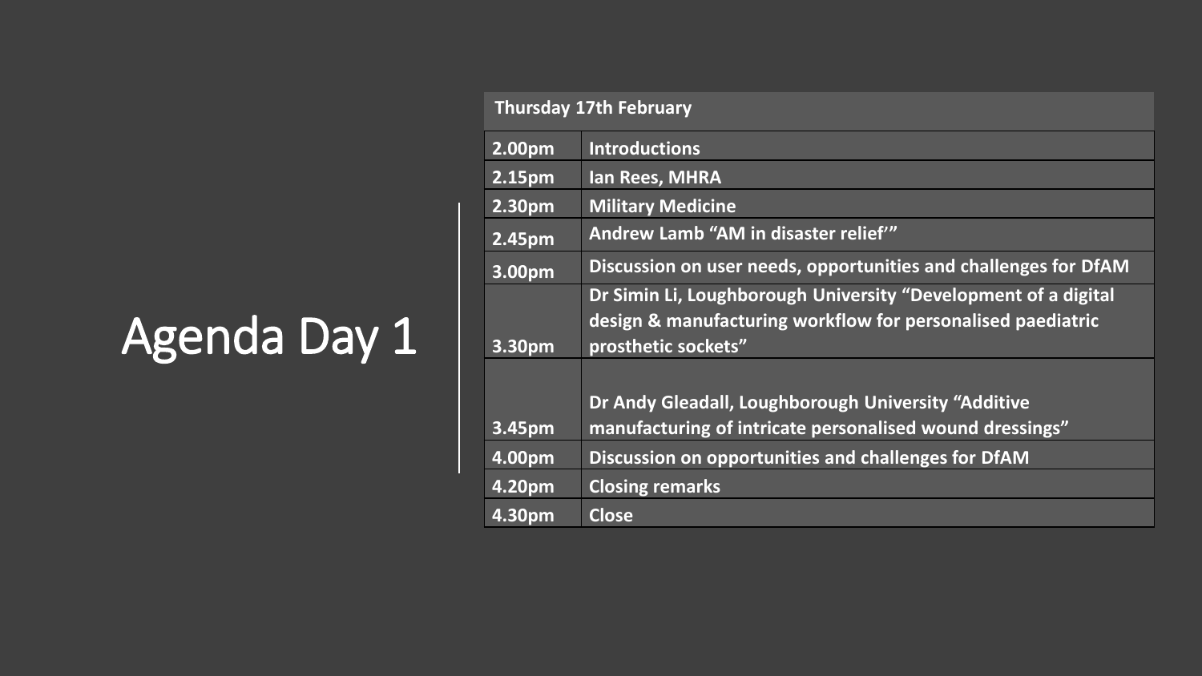# Agenda Day 1

| Thursday 17th February | |
|---|---|
| 2.00pm | Introductions |
| 2.15pm | Ian Rees, MHRA |
| 2.30pm | Military Medicine |
| 2.45pm | Andrew Lamb "AM in disaster relief'" |
| 3.00pm | Discussion on user needs, opportunities and challenges for DfAM |
| 3.30pm | Dr Simin Li, Loughborough University "Development of a digital design & manufacturing workflow for personalised paediatric prosthetic sockets" |
| 3.45pm | Dr Andy Gleadall, Loughborough University "Additive manufacturing of intricate personalised wound dressings" |
| 4.00pm | Discussion on opportunities and challenges for DfAM |
| 4.20pm | Closing remarks |
| 4.30pm | Close |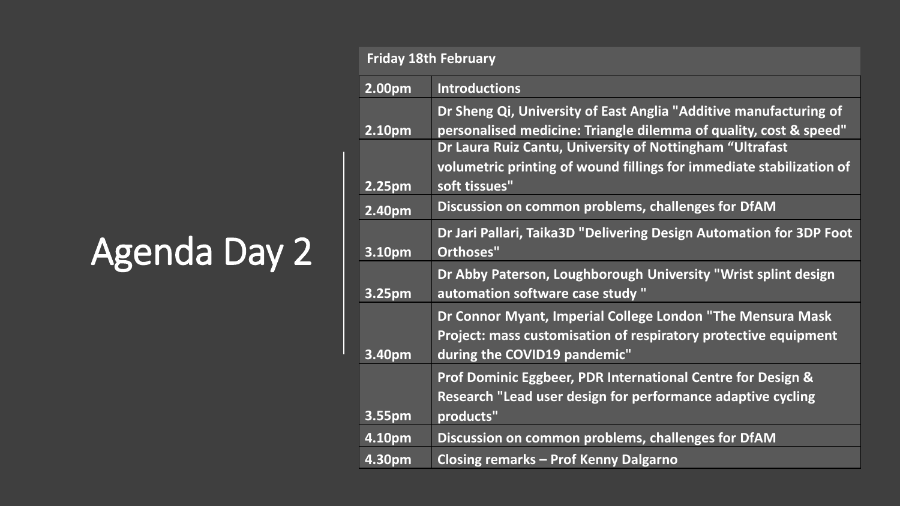# Agenda Day 2

| Friday 18th February | |
|---|---|
| 2.00pm | Introductions |
| 2.10pm | Dr Sheng Qi, University of East Anglia "Additive manufacturing of personalised medicine: Triangle dilemma of quality, cost & speed" |
| 2.25pm | Dr Laura Ruiz Cantu, University of Nottingham “Ultrafast volumetric printing of wound fillings for immediate stabilization of soft tissues" |
| 2.40pm | Discussion on common problems, challenges for DfAM |
| 3.10pm | Dr Jari Pallari, Taika3D "Delivering Design Automation for 3DP Foot Orthoses" |
| 3.25pm | Dr Abby Paterson, Loughborough University "Wrist splint design automation software case study " |
| 3.40pm | Dr Connor Myant, Imperial College London "The Mensura Mask Project: mass customisation of respiratory protective equipment during the COVID19 pandemic" |
| 3.55pm | Prof Dominic Eggbeer, PDR International Centre for Design & Research "Lead user design for performance adaptive cycling products" |
| 4.10pm | Discussion on common problems, challenges for DfAM |
| 4.30pm | Closing remarks – Prof Kenny Dalgarno |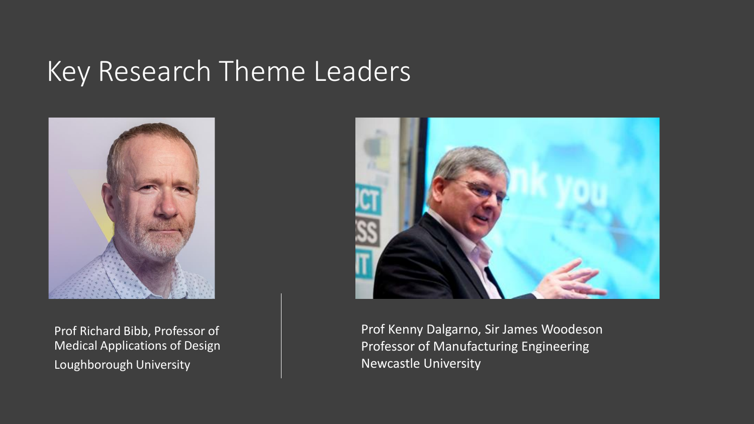# Key Research Theme Leaders

Prof Richard Bibb, Professor of Medical Applications of Design
Loughborough University

Prof Kenny Dalgarno, Sir James Woodeson Professor of Manufacturing Engineering
Newcastle University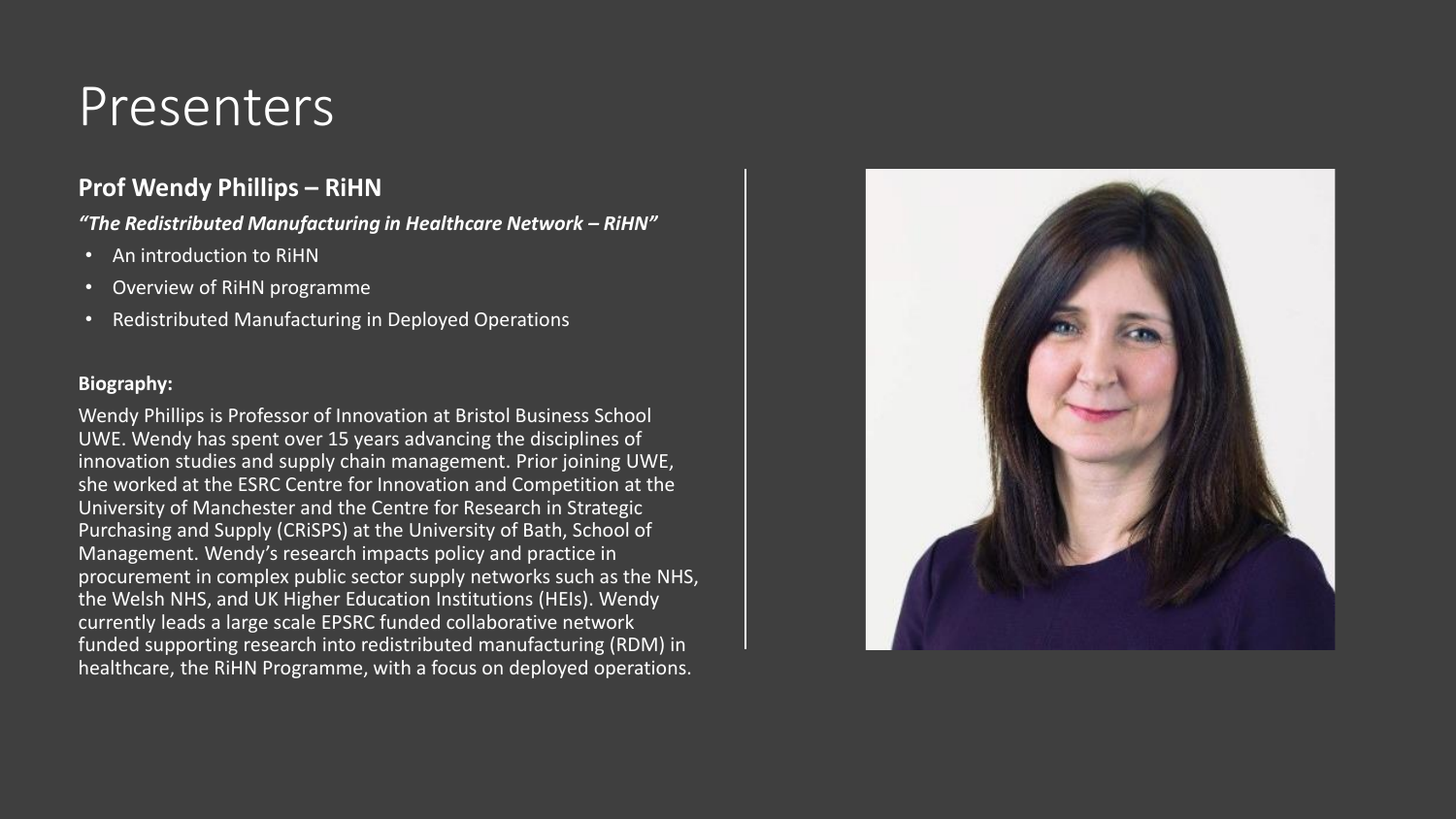# Presenters

### Prof Wendy Phillips – RiHN

***"The Redistributed Manufacturing in Healthcare Network – RiHN"***

- An introduction to RiHN
- Overview of RiHN programme
- Redistributed Manufacturing in Deployed Operations

**Biography:**

Wendy Phillips is Professor of Innovation at Bristol Business School UWE. Wendy has spent over 15 years advancing the disciplines of innovation studies and supply chain management. Prior joining UWE, she worked at the ESRC Centre for Innovation and Competition at the University of Manchester and the Centre for Research in Strategic Purchasing and Supply (CRiSPS) at the University of Bath, School of Management. Wendy's research impacts policy and practice in procurement in complex public sector supply networks such as the NHS, the Welsh NHS, and UK Higher Education Institutions (HEIs). Wendy currently leads a large scale EPSRC funded collaborative network funded supporting research into redistributed manufacturing (RDM) in healthcare, the RiHN Programme, with a focus on deployed operations.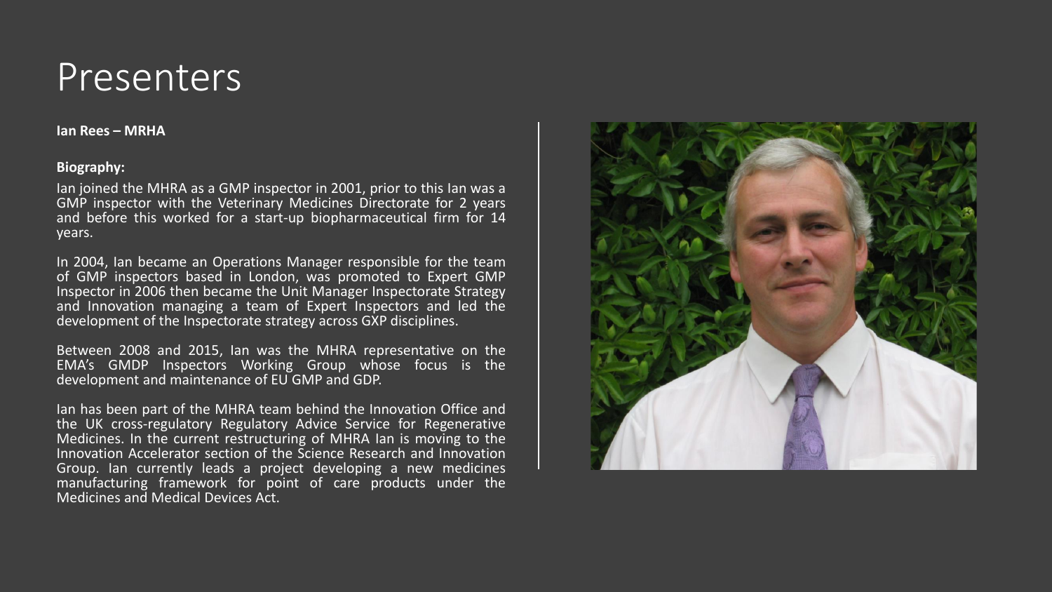# Presenters

**Ian Rees – MRHA**

**Biography:**

Ian joined the MHRA as a GMP inspector in 2001, prior to this Ian was a GMP inspector with the Veterinary Medicines Directorate for 2 years and before this worked for a start-up biopharmaceutical firm for 14 years.

In 2004, Ian became an Operations Manager responsible for the team of GMP inspectors based in London, was promoted to Expert GMP Inspector in 2006 then became the Unit Manager Inspectorate Strategy and Innovation managing a team of Expert Inspectors and led the development of the Inspectorate strategy across GXP disciplines.

Between 2008 and 2015, Ian was the MHRA representative on the EMA's GMDP Inspectors Working Group whose focus is the development and maintenance of EU GMP and GDP.

Ian has been part of the MHRA team behind the Innovation Office and the UK cross-regulatory Regulatory Advice Service for Regenerative Medicines. In the current restructuring of MHRA Ian is moving to the Innovation Accelerator section of the Science Research and Innovation Group. Ian currently leads a project developing a new medicines manufacturing framework for point of care products under the Medicines and Medical Devices Act.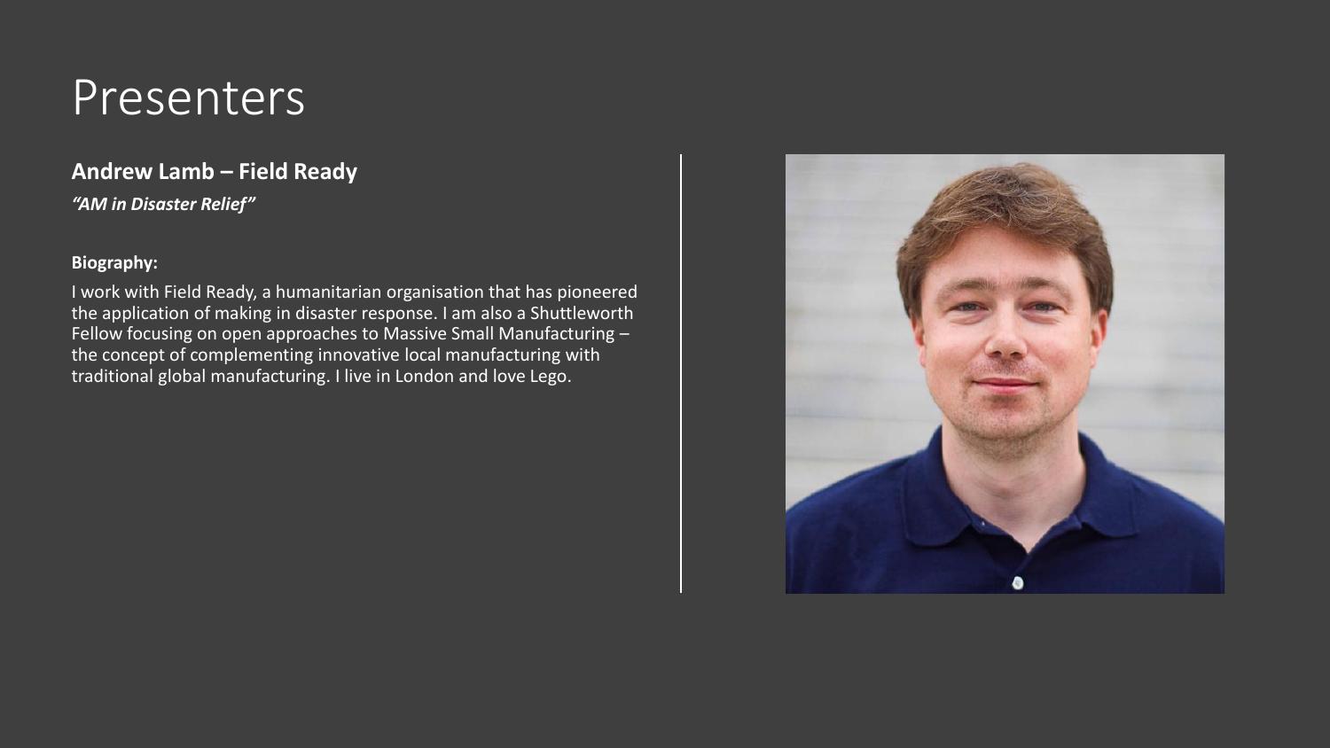# Presenters

## Andrew Lamb – Field Ready

***"AM in Disaster Relief"***

**Biography:**

I work with Field Ready, a humanitarian organisation that has pioneered the application of making in disaster response. I am also a Shuttleworth Fellow focusing on open approaches to Massive Small Manufacturing – the concept of complementing innovative local manufacturing with traditional global manufacturing. I live in London and love Lego.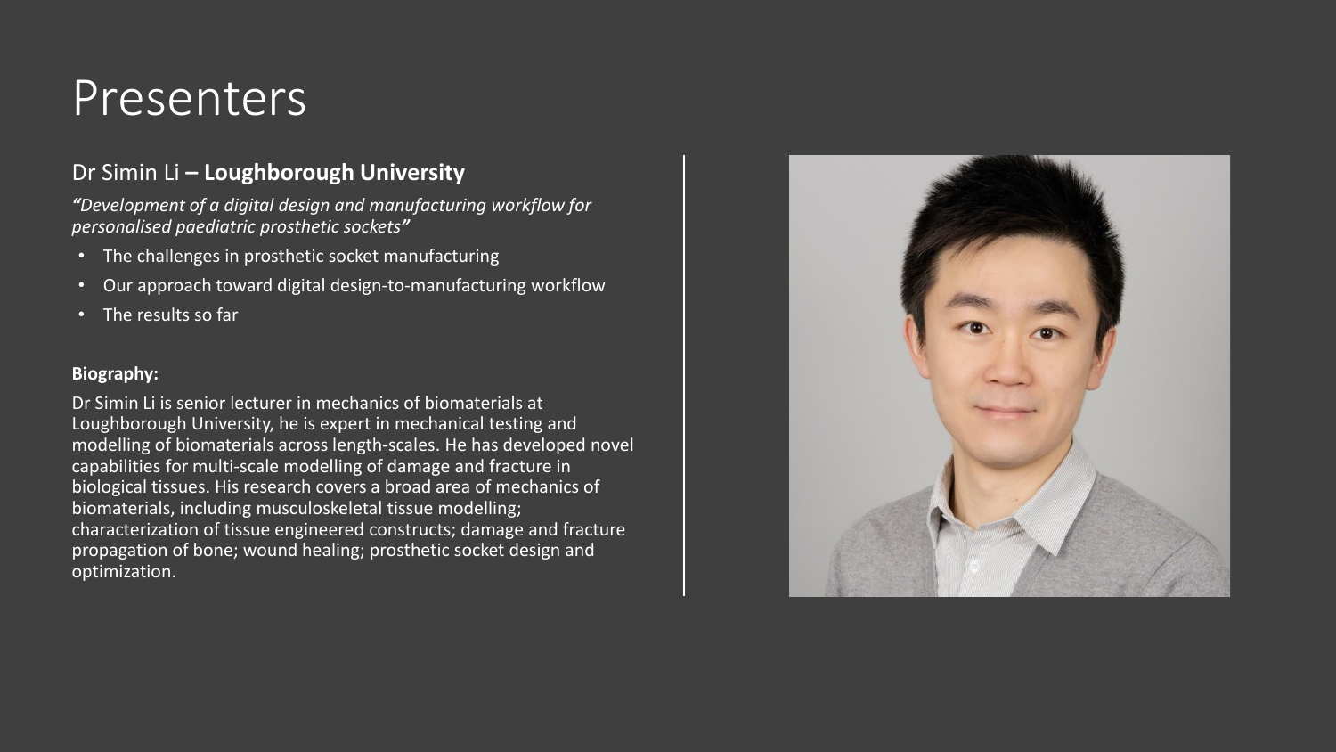# Presenters

## Dr Simin Li – **Loughborough University**

***"Development of a digital design and manufacturing workflow for personalised paediatric prosthetic sockets"***

- The challenges in prosthetic socket manufacturing
- Our approach toward digital design-to-manufacturing workflow
- The results so far

**Biography:**

Dr Simin Li is senior lecturer in mechanics of biomaterials at Loughborough University, he is expert in mechanical testing and modelling of biomaterials across length-scales. He has developed novel capabilities for multi-scale modelling of damage and fracture in biological tissues. His research covers a broad area of mechanics of biomaterials, including musculoskeletal tissue modelling; characterization of tissue engineered constructs; damage and fracture propagation of bone; wound healing; prosthetic socket design and optimization.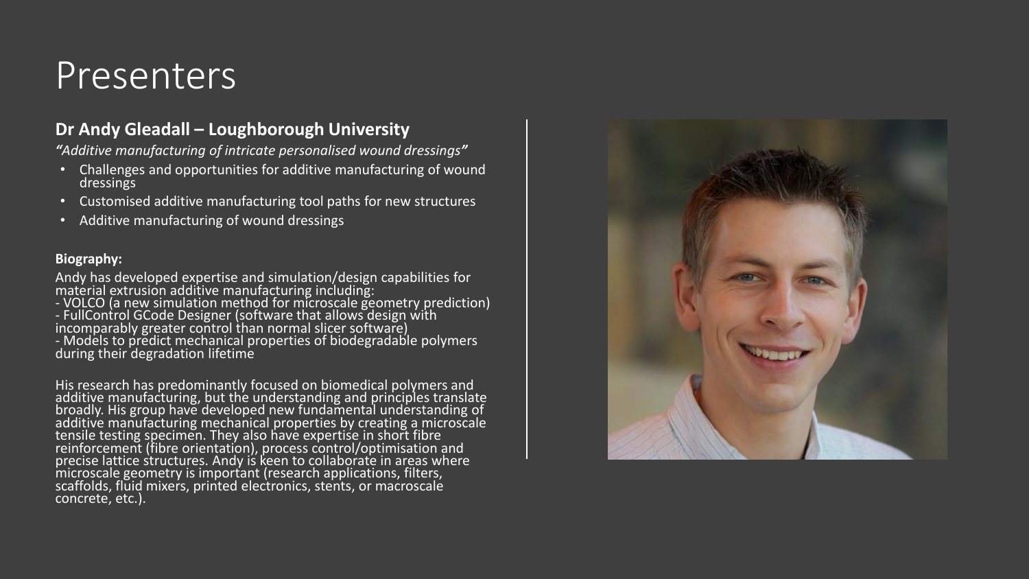# Presenters

### Dr Andy Gleadall – Loughborough University

***"Additive manufacturing of intricate personalised wound dressings"***

- Challenges and opportunities for additive manufacturing of wound dressings
- Customised additive manufacturing tool paths for new structures
- Additive manufacturing of wound dressings

**Biography:**

Andy has developed expertise and simulation/design capabilities for material extrusion additive manufacturing including:
- VOLCO (a new simulation method for microscale geometry prediction)
- FullControl GCode Designer (software that allows design with incomparably greater control than normal slicer software)
- Models to predict mechanical properties of biodegradable polymers during their degradation lifetime

His research has predominantly focused on biomedical polymers and additive manufacturing, but the understanding and principles translate broadly. His group have developed new fundamental understanding of additive manufacturing mechanical properties by creating a microscale tensile testing specimen. They also have expertise in short fibre reinforcement (fibre orientation), process control/optimisation and precise lattice structures. Andy is keen to collaborate in areas where microscale geometry is important (research applications, filters, scaffolds, fluid mixers, printed electronics, stents, or macroscale concrete, etc.).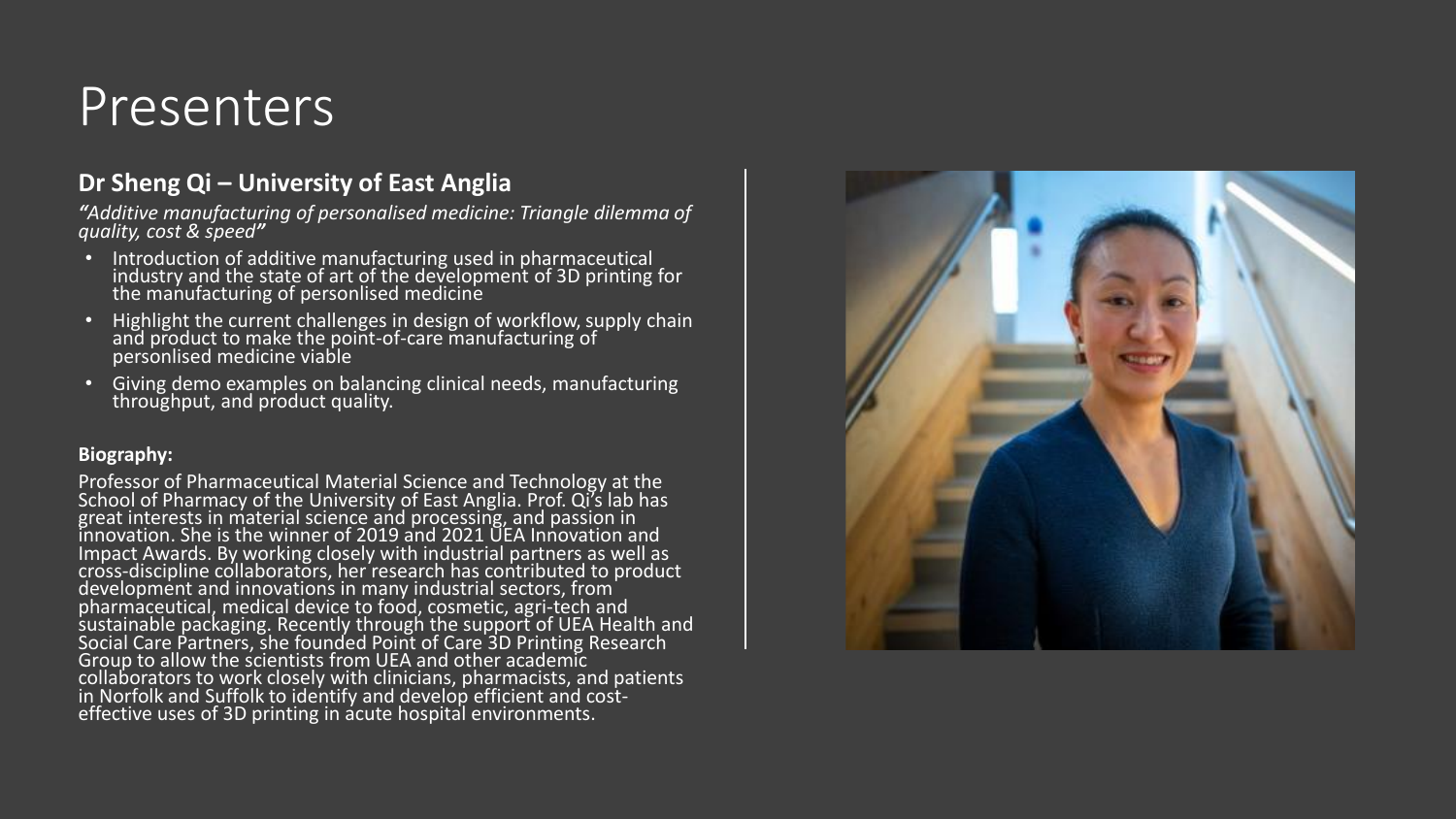# Presenters

## Dr Sheng Qi – University of East Anglia

***"Additive manufacturing of personalised medicine: Triangle dilemma of quality, cost & speed"***

- Introduction of additive manufacturing used in pharmaceutical industry and the state of art of the development of 3D printing for the manufacturing of personlised medicine
- Highlight the current challenges in design of workflow, supply chain and product to make the point-of-care manufacturing of personlised medicine viable
- Giving demo examples on balancing clinical needs, manufacturing throughput, and product quality.

**Biography:**

Professor of Pharmaceutical Material Science and Technology at the School of Pharmacy of the University of East Anglia. Prof. Qi's lab has great interests in material science and processing, and passion in innovation. She is the winner of 2019 and 2021 UEA Innovation and Impact Awards. By working closely with industrial partners as well as cross-discipline collaborators, her research has contributed to product development and innovations in many industrial sectors, from pharmaceutical, medical device to food, cosmetic, agri-tech and sustainable packaging. Recently through the support of UEA Health and Social Care Partners, she founded Point of Care 3D Printing Research Group to allow the scientists from UEA and other academic collaborators to work closely with clinicians, pharmacists, and patients in Norfolk and Suffolk to identify and develop efficient and cost-effective uses of 3D printing in acute hospital environments.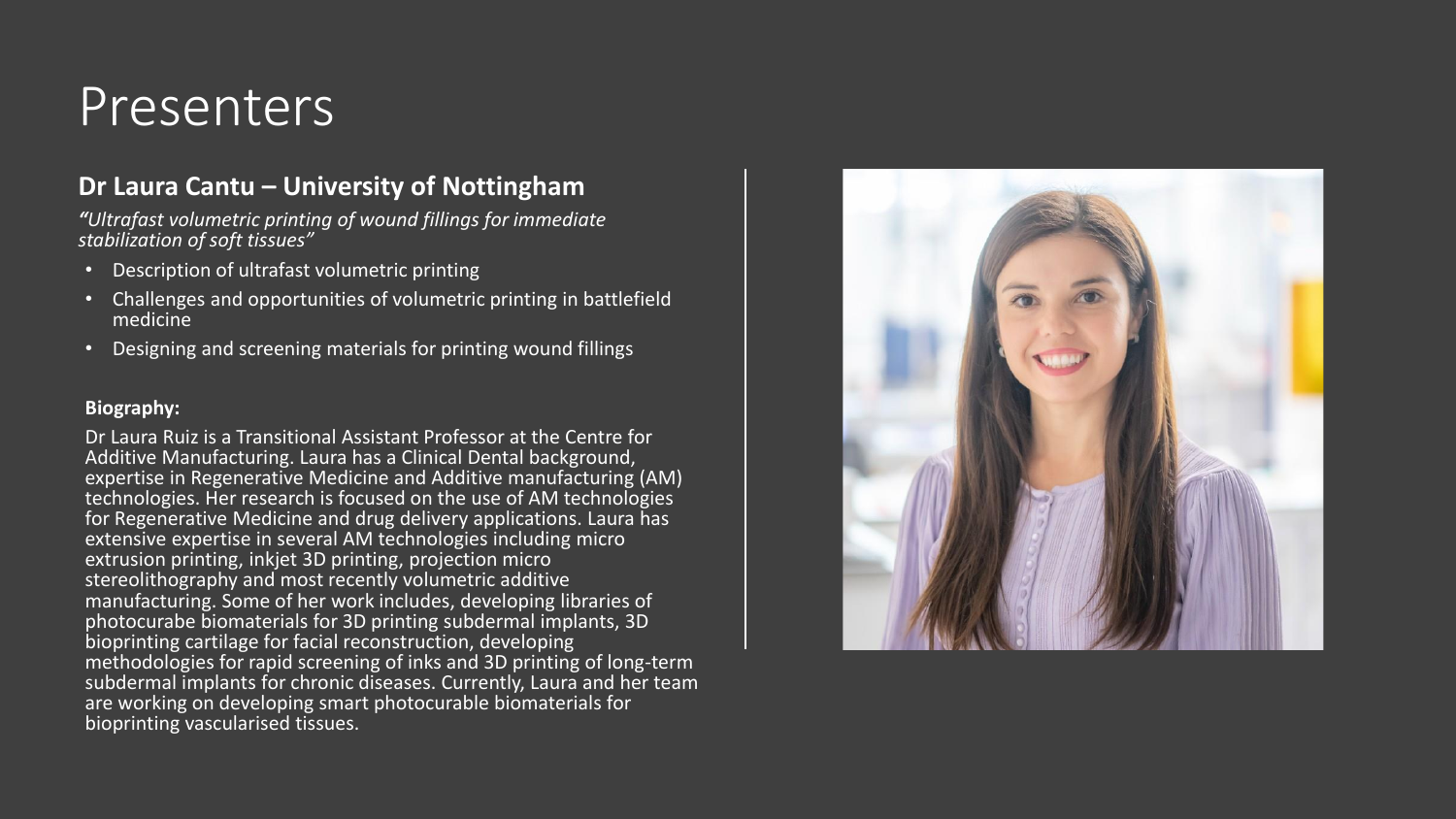# Presenters

## Dr Laura Cantu – University of Nottingham

*"Ultrafast volumetric printing of wound fillings for immediate stabilization of soft tissues"*

- Description of ultrafast volumetric printing
- Challenges and opportunities of volumetric printing in battlefield medicine
- Designing and screening materials for printing wound fillings

**Biography:**

Dr Laura Ruiz is a Transitional Assistant Professor at the Centre for Additive Manufacturing. Laura has a Clinical Dental background, expertise in Regenerative Medicine and Additive manufacturing (AM) technologies. Her research is focused on the use of AM technologies for Regenerative Medicine and drug delivery applications. Laura has extensive expertise in several AM technologies including micro extrusion printing, inkjet 3D printing, projection micro stereolithography and most recently volumetric additive manufacturing. Some of her work includes, developing libraries of photocurabe biomaterials for 3D printing subdermal implants, 3D bioprinting cartilage for facial reconstruction, developing methodologies for rapid screening of inks and 3D printing of long-term subdermal implants for chronic diseases. Currently, Laura and her team are working on developing smart photocurable biomaterials for bioprinting vascularised tissues.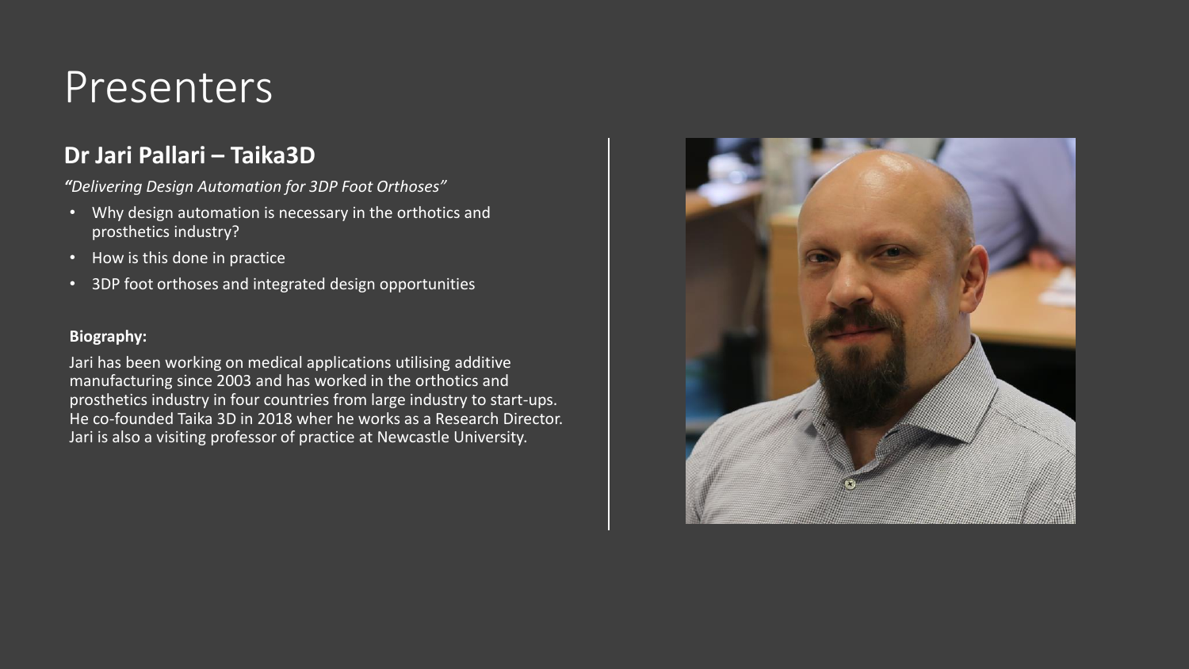# Presenters

## Dr Jari Pallari – Taika3D

*"Delivering Design Automation for 3DP Foot Orthoses"*

- Why design automation is necessary in the orthotics and prosthetics industry?
- How is this done in practice
- 3DP foot orthoses and integrated design opportunities

**Biography:**

Jari has been working on medical applications utilising additive manufacturing since 2003 and has worked in the orthotics and prosthetics industry in four countries from large industry to start-ups. He co-founded Taika 3D in 2018 wher he works as a Research Director. Jari is also a visiting professor of practice at Newcastle University.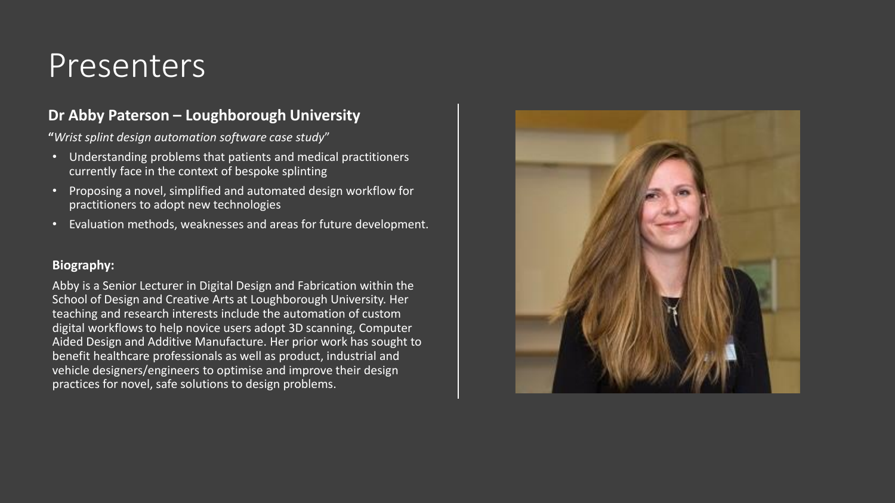# Presenters

## Dr Abby Paterson – Loughborough University

"*Wrist splint design automation software case study*"

- Understanding problems that patients and medical practitioners currently face in the context of bespoke splinting
- Proposing a novel, simplified and automated design workflow for practitioners to adopt new technologies
- Evaluation methods, weaknesses and areas for future development.

**Biography:**

Abby is a Senior Lecturer in Digital Design and Fabrication within the School of Design and Creative Arts at Loughborough University. Her teaching and research interests include the automation of custom digital workflows to help novice users adopt 3D scanning, Computer Aided Design and Additive Manufacture. Her prior work has sought to benefit healthcare professionals as well as product, industrial and vehicle designers/engineers to optimise and improve their design practices for novel, safe solutions to design problems.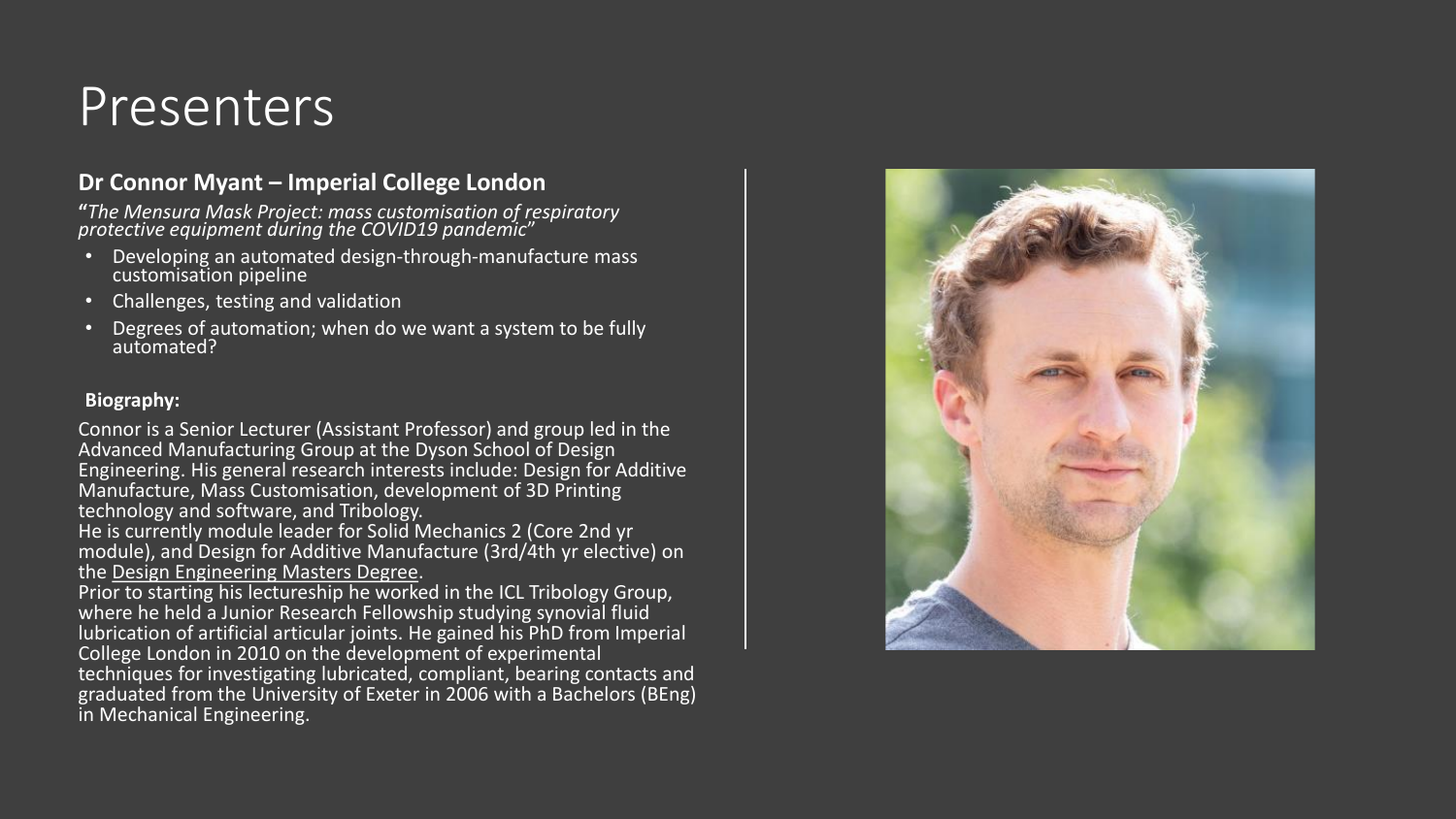# Presenters

### Dr Connor Myant – Imperial College London

"*The Mensura Mask Project: mass customisation of respiratory protective equipment during the COVID19 pandemic*"

- Developing an automated design-through-manufacture mass customisation pipeline
- Challenges, testing and validation
- Degrees of automation; when do we want a system to be fully automated?

**Biography:**

Connor is a Senior Lecturer (Assistant Professor) and group led in the Advanced Manufacturing Group at the Dyson School of Design Engineering. His general research interests include: Design for Additive Manufacture, Mass Customisation, development of 3D Printing technology and software, and Tribology.
He is currently module leader for Solid Mechanics 2 (Core 2nd yr module), and Design for Additive Manufacture (3rd/4th yr elective) on the Design Engineering Masters Degree.
Prior to starting his lectureship he worked in the ICL Tribology Group, where he held a Junior Research Fellowship studying synovial fluid lubrication of artificial articular joints. He gained his PhD from Imperial College London in 2010 on the development of experimental techniques for investigating lubricated, compliant, bearing contacts and graduated from the University of Exeter in 2006 with a Bachelors (BEng) in Mechanical Engineering.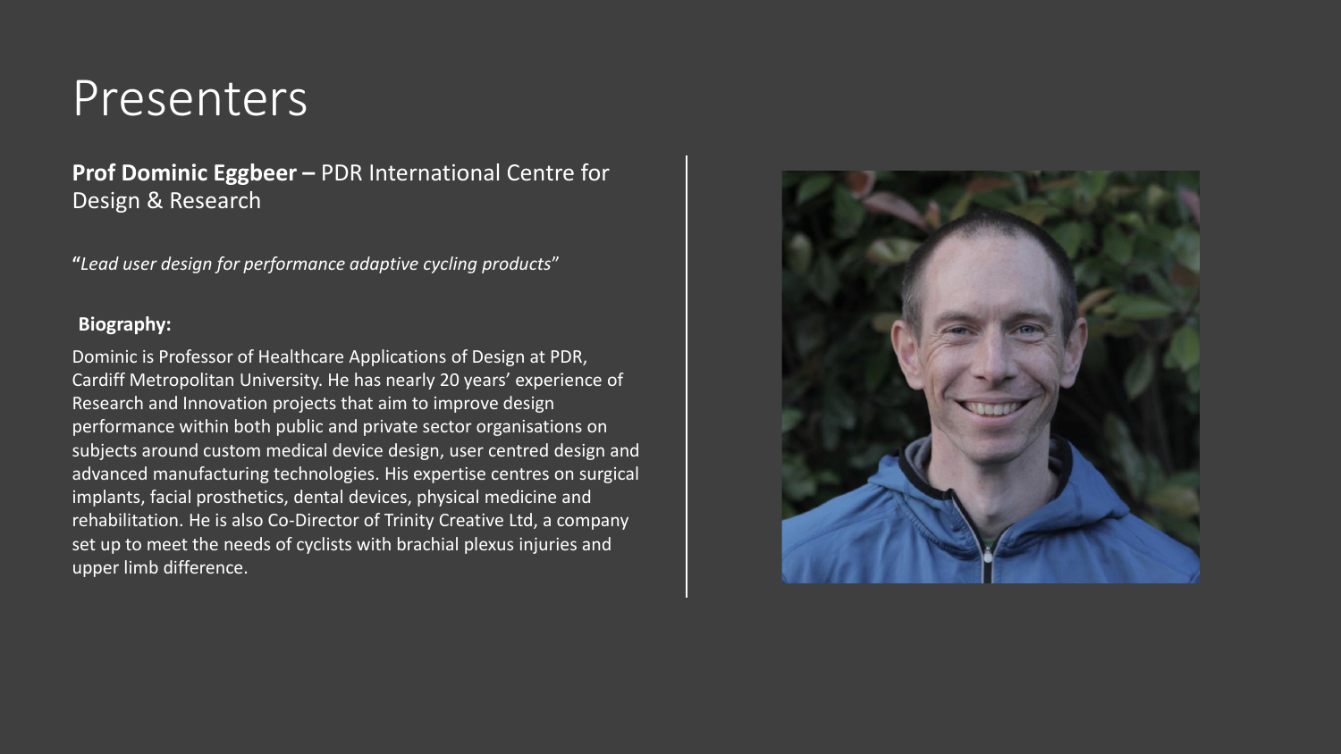# Presenters

**Prof Dominic Eggbeer –** PDR International Centre for Design & Research

**"***Lead user design for performance adaptive cycling products*"

**Biography:**

Dominic is Professor of Healthcare Applications of Design at PDR, Cardiff Metropolitan University. He has nearly 20 years' experience of Research and Innovation projects that aim to improve design performance within both public and private sector organisations on subjects around custom medical device design, user centred design and advanced manufacturing technologies. His expertise centres on surgical implants, facial prosthetics, dental devices, physical medicine and rehabilitation. He is also Co-Director of Trinity Creative Ltd, a company set up to meet the needs of cyclists with brachial plexus injuries and upper limb difference.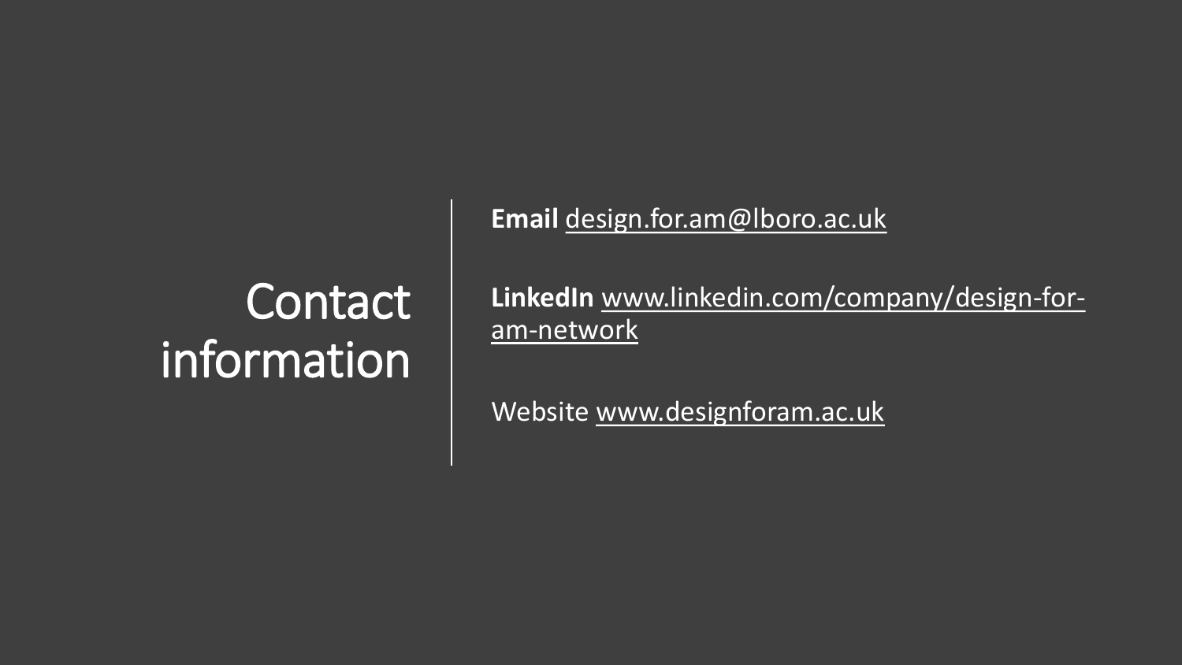# Contact information

**Email** design.for.am@lboro.ac.uk

**LinkedIn** www.linkedin.com/company/design-for-am-network

Website www.designforam.ac.uk